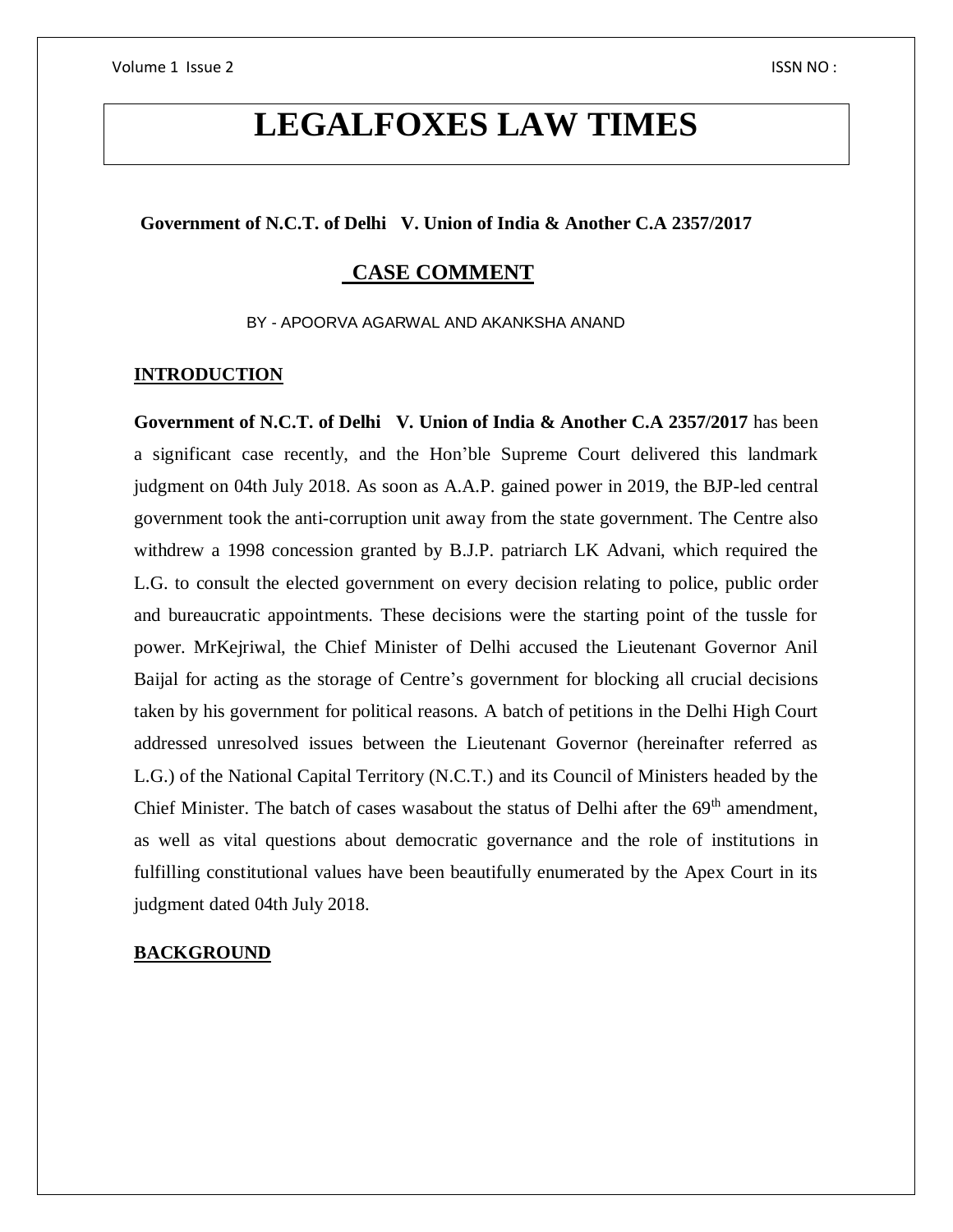# LEGALFOXES LAW TIMES

**Government of N.C.T. of Delhi V. Union of India & Another C.A 2357/2017**

## CASE COMMENT

BY - APOORVA AGARWAL AND AKANKSHA ANAND

## INTRODUCTION

**Government of N.C.T. of Delhi V. Union of India & Another C.A 2357/2017** has been a significant case recently, and the Hon'ble Supreme Court delivered this landmark judgment on 04th July 2018. As soon as A.A.P. gained power in 2019, the BJP-led central government took the anti-corruption unit away from the state government. The Centre also withdrew a 1998 concession granted by B.J.P. patriarch LK Advani, which required the L.G. to consult the elected government on every decision relating to police, public order and bureaucratic appointments. These decisions were the starting point of the tussle for power. MrKejriwal, the Chief Minister of Delhi accused the Lieutenant Governor Anil Baijal for acting as the storage of Centre's government for blocking all crucial decisions taken by his government for political reasons. A batch of petitions in the Delhi High Court addressed unresolved issues between the Lieutenant Governor (hereinafter referred as L.G.) of the National Capital Territory (N.C.T.) and its Council of Ministers headed by the Chief Minister. The batch of cases wasabout the status of Delhi after the 69th amendment, as well as vital questions about democratic governance and the role of institutions in fulfilling constitutional values have been beautifully enumerated by the Apex Court in its judgment dated 04th July 2018.

## BACKGROUND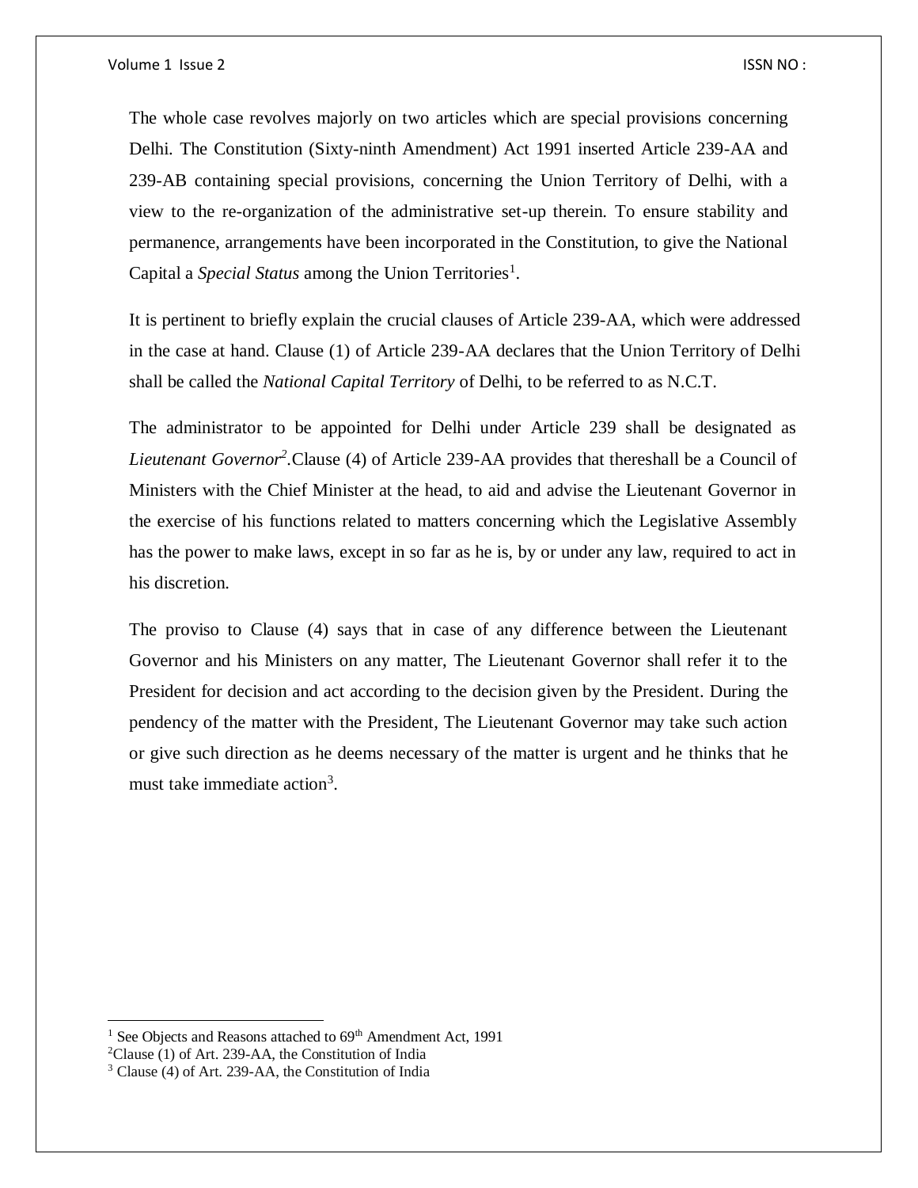The whole case revolves majorly on two articles which are special provisions concerning Delhi. The Constitution (Sixty-ninth Amendment) Act 1991 inserted Article 239-AA and 239-AB containing special provisions, concerning the Union Territory of Delhi, with a view to the re-organization of the administrative set-up therein. To ensure stability and permanence, arrangements have been incorporated in the Constitution, to give the National Capital a *Special Status* among the Union Territories[1].

It is pertinent to briefly explain the crucial clauses of Article 239-AA, which were addressed in the case at hand. Clause (1) of Article 239-AA declares that the Union Territory of Delhi shall be called the *National Capital Territory* of Delhi, to be referred to as N.C.T.

The administrator to be appointed for Delhi under Article 239 shall be designated as *Lieutenant Governor*[2].Clause (4) of Article 239-AA provides that thereshall be a Council of Ministers with the Chief Minister at the head, to aid and advise the Lieutenant Governor in the exercise of his functions related to matters concerning which the Legislative Assembly has the power to make laws, except in so far as he is, by or under any law, required to act in his discretion.

The proviso to Clause (4) says that in case of any difference between the Lieutenant Governor and his Ministers on any matter, The Lieutenant Governor shall refer it to the President for decision and act according to the decision given by the President. During the pendency of the matter with the President, The Lieutenant Governor may take such action or give such direction as he deems necessary of the matter is urgent and he thinks that he must take immediate action[3].

---

[1] See Objects and Reasons attached to 69th Amendment Act, 1991

[2] Clause (1) of Art. 239-AA, the Constitution of India

[3] Clause (4) of Art. 239-AA, the Constitution of India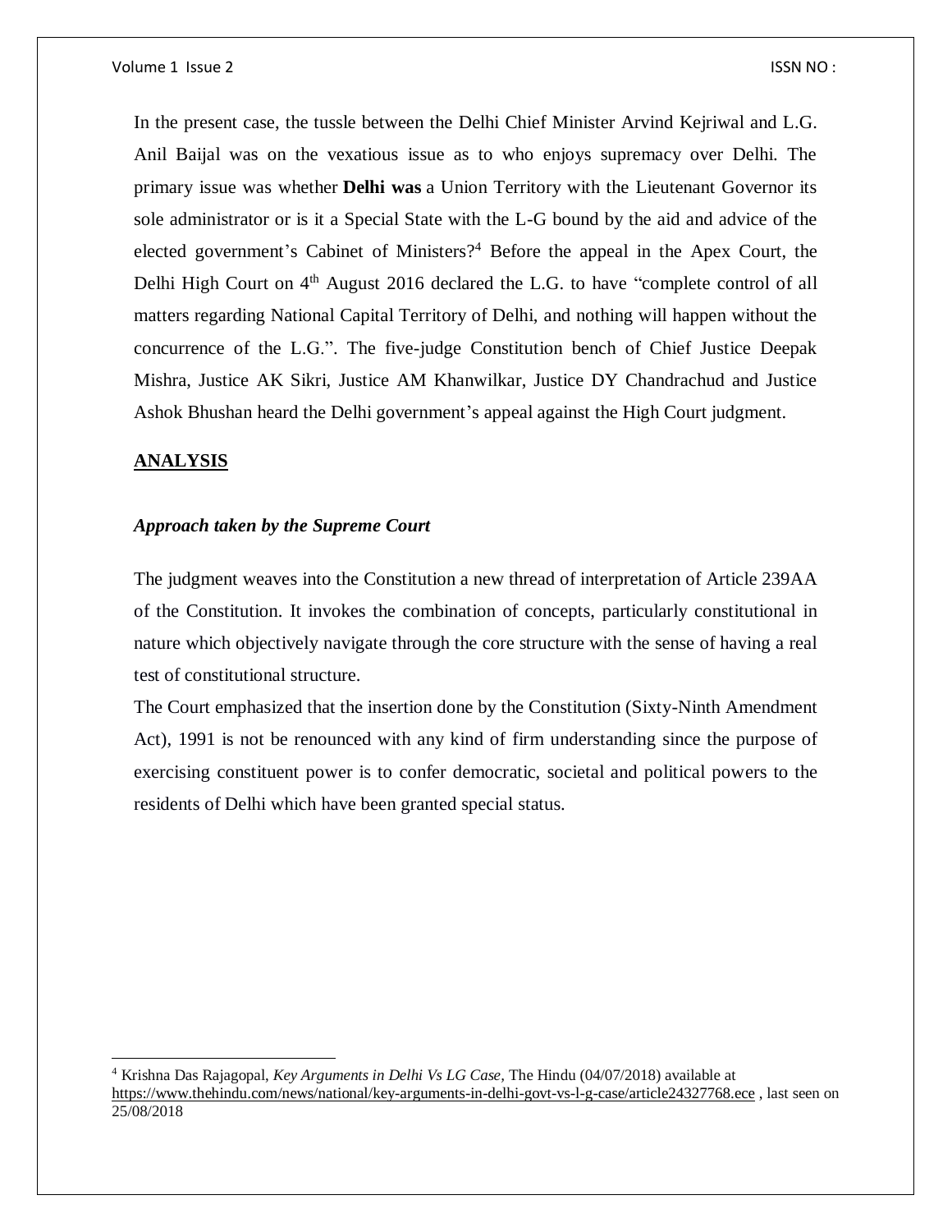In the present case, the tussle between the Delhi Chief Minister Arvind Kejriwal and L.G. Anil Baijal was on the vexatious issue as to who enjoys supremacy over Delhi. The primary issue was whether **Delhi was** a Union Territory with the Lieutenant Governor its sole administrator or is it a Special State with the L-G bound by the aid and advice of the elected government's Cabinet of Ministers?[4] Before the appeal in the Apex Court, the Delhi High Court on 4th August 2016 declared the L.G. to have "complete control of all matters regarding National Capital Territory of Delhi, and nothing will happen without the concurrence of the L.G.". The five-judge Constitution bench of Chief Justice Deepak Mishra, Justice AK Sikri, Justice AM Khanwilkar, Justice DY Chandrachud and Justice Ashok Bhushan heard the Delhi government's appeal against the High Court judgment.

## ANALYSIS

### *Approach taken by the Supreme Court*

The judgment weaves into the Constitution a new thread of interpretation of Article 239AA of the Constitution. It invokes the combination of concepts, particularly constitutional in nature which objectively navigate through the core structure with the sense of having a real test of constitutional structure.

The Court emphasized that the insertion done by the Constitution (Sixty-Ninth Amendment Act), 1991 is not be renounced with any kind of firm understanding since the purpose of exercising constituent power is to confer democratic, societal and political powers to the residents of Delhi which have been granted special status.

---

[4] Krishna Das Rajagopal, *Key Arguments in Delhi Vs LG Case*, The Hindu (04/07/2018) available at https://www.thehindu.com/news/national/key-arguments-in-delhi-govt-vs-l-g-case/article24327768.ece , last seen on 25/08/2018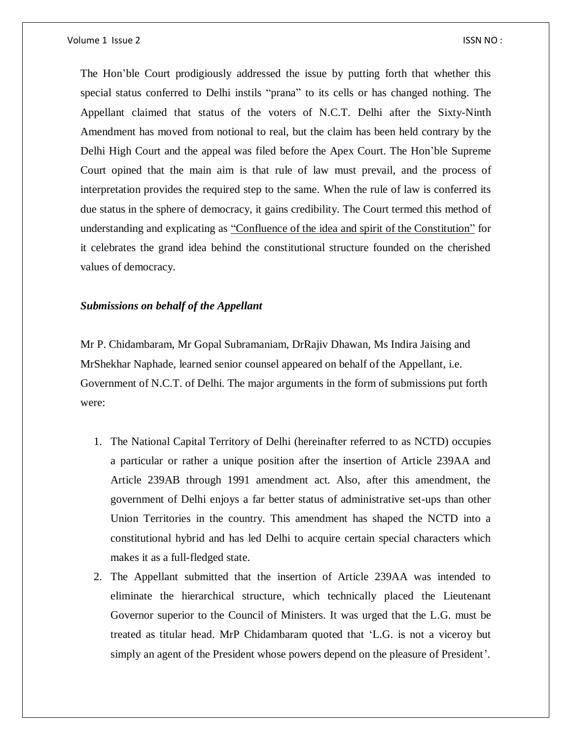The Hon'ble Court prodigiously addressed the issue by putting forth that whether this special status conferred to Delhi instils "prana" to its cells or has changed nothing. The Appellant claimed that status of the voters of N.C.T. Delhi after the Sixty-Ninth Amendment has moved from notional to real, but the claim has been held contrary by the Delhi High Court and the appeal was filed before the Apex Court. The Hon'ble Supreme Court opined that the main aim is that rule of law must prevail, and the process of interpretation provides the required step to the same. When the rule of law is conferred its due status in the sphere of democracy, it gains credibility. The Court termed this method of understanding and explicating as "Confluence of the idea and spirit of the Constitution" for it celebrates the grand idea behind the constitutional structure founded on the cherished values of democracy.

***Submissions on behalf of the Appellant***

Mr P. Chidambaram, Mr Gopal Subramaniam, DrRajiv Dhawan, Ms Indira Jaising and MrShekhar Naphade, learned senior counsel appeared on behalf of the Appellant, i.e. Government of N.C.T. of Delhi. The major arguments in the form of submissions put forth were:

1. The National Capital Territory of Delhi (hereinafter referred to as NCTD) occupies a particular or rather a unique position after the insertion of Article 239AA and Article 239AB through 1991 amendment act. Also, after this amendment, the government of Delhi enjoys a far better status of administrative set-ups than other Union Territories in the country. This amendment has shaped the NCTD into a constitutional hybrid and has led Delhi to acquire certain special characters which makes it as a full-fledged state.
2. The Appellant submitted that the insertion of Article 239AA was intended to eliminate the hierarchical structure, which technically placed the Lieutenant Governor superior to the Council of Ministers. It was urged that the L.G. must be treated as titular head. MrP Chidambaram quoted that 'L.G. is not a viceroy but simply an agent of the President whose powers depend on the pleasure of President'.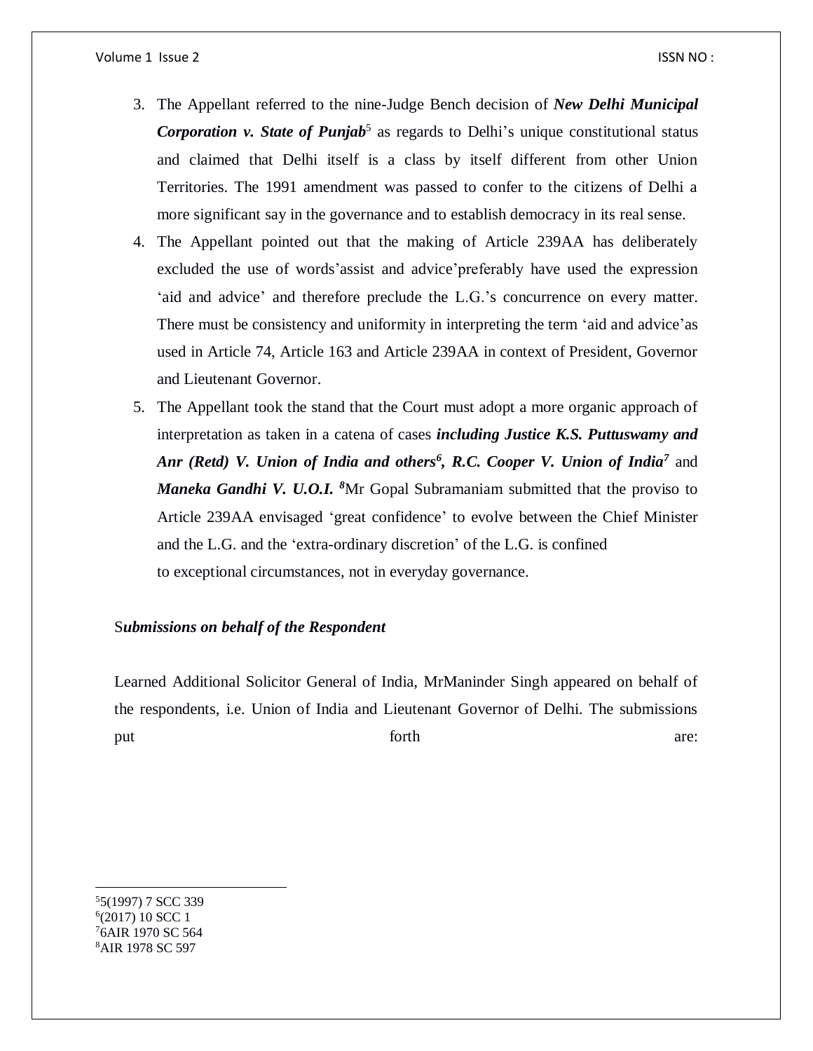3. The Appellant referred to the nine-Judge Bench decision of ***New Delhi Municipal Corporation v. State of Punjab***[5] as regards to Delhi's unique constitutional status and claimed that Delhi itself is a class by itself different from other Union Territories. The 1991 amendment was passed to confer to the citizens of Delhi a more significant say in the governance and to establish democracy in its real sense.
4. The Appellant pointed out that the making of Article 239AA has deliberately excluded the use of words'assist and advice'preferably have used the expression 'aid and advice' and therefore preclude the L.G.'s concurrence on every matter. There must be consistency and uniformity in interpreting the term 'aid and advice'as used in Article 74, Article 163 and Article 239AA in context of President, Governor and Lieutenant Governor.
5. The Appellant took the stand that the Court must adopt a more organic approach of interpretation as taken in a catena of cases ***including Justice K.S. Puttuswamy and Anr (Retd) V. Union of India and others***[6]***, R.C. Cooper V. Union of India***[7] and ***Maneka Gandhi V. U.O.I.*** [8]Mr Gopal Subramaniam submitted that the proviso to Article 239AA envisaged 'great confidence' to evolve between the Chief Minister and the L.G. and the 'extra-ordinary discretion' of the L.G. is confined to exceptional circumstances, not in everyday governance.

S***ubmissions on behalf of the Respondent***

Learned Additional Solicitor General of India, MrManinder Singh appeared on behalf of the respondents, i.e. Union of India and Lieutenant Governor of Delhi. The submissions put forth are:

---

[5]5(1997) 7 SCC 339
[6](2017) 10 SCC 1
[7]6AIR 1970 SC 564
[8]AIR 1978 SC 597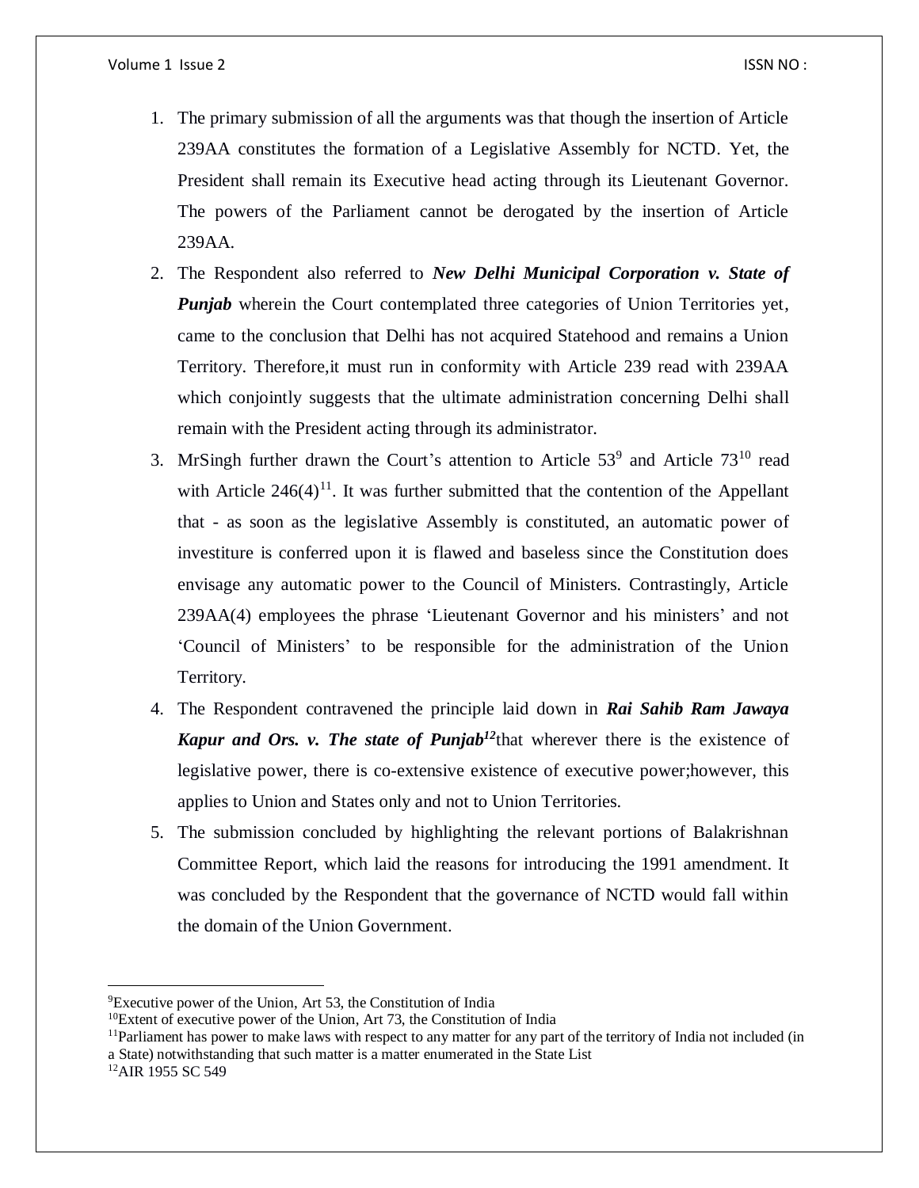1. The primary submission of all the arguments was that though the insertion of Article 239AA constitutes the formation of a Legislative Assembly for NCTD. Yet, the President shall remain its Executive head acting through its Lieutenant Governor. The powers of the Parliament cannot be derogated by the insertion of Article 239AA.
2. The Respondent also referred to ***New Delhi Municipal Corporation v. State of Punjab*** wherein the Court contemplated three categories of Union Territories yet, came to the conclusion that Delhi has not acquired Statehood and remains a Union Territory. Therefore,it must run in conformity with Article 239 read with 239AA which conjointly suggests that the ultimate administration concerning Delhi shall remain with the President acting through its administrator.
3. MrSingh further drawn the Court's attention to Article 53[9] and Article 73[10] read with Article 246(4)[11]. It was further submitted that the contention of the Appellant that - as soon as the legislative Assembly is constituted, an automatic power of investiture is conferred upon it is flawed and baseless since the Constitution does envisage any automatic power to the Council of Ministers. Contrastingly, Article 239AA(4) employees the phrase 'Lieutenant Governor and his ministers' and not 'Council of Ministers' to be responsible for the administration of the Union Territory.
4. The Respondent contravened the principle laid down in ***Rai Sahib Ram Jawaya Kapur and Ors. v. The state of Punjab***[12]that wherever there is the existence of legislative power, there is co-extensive existence of executive power;however, this applies to Union and States only and not to Union Territories.
5. The submission concluded by highlighting the relevant portions of Balakrishnan Committee Report, which laid the reasons for introducing the 1991 amendment. It was concluded by the Respondent that the governance of NCTD would fall within the domain of the Union Government.

---

[9]Executive power of the Union, Art 53, the Constitution of India

[10]Extent of executive power of the Union, Art 73, the Constitution of India

[11]Parliament has power to make laws with respect to any matter for any part of the territory of India not included (in a State) notwithstanding that such matter is a matter enumerated in the State List

[12]AIR 1955 SC 549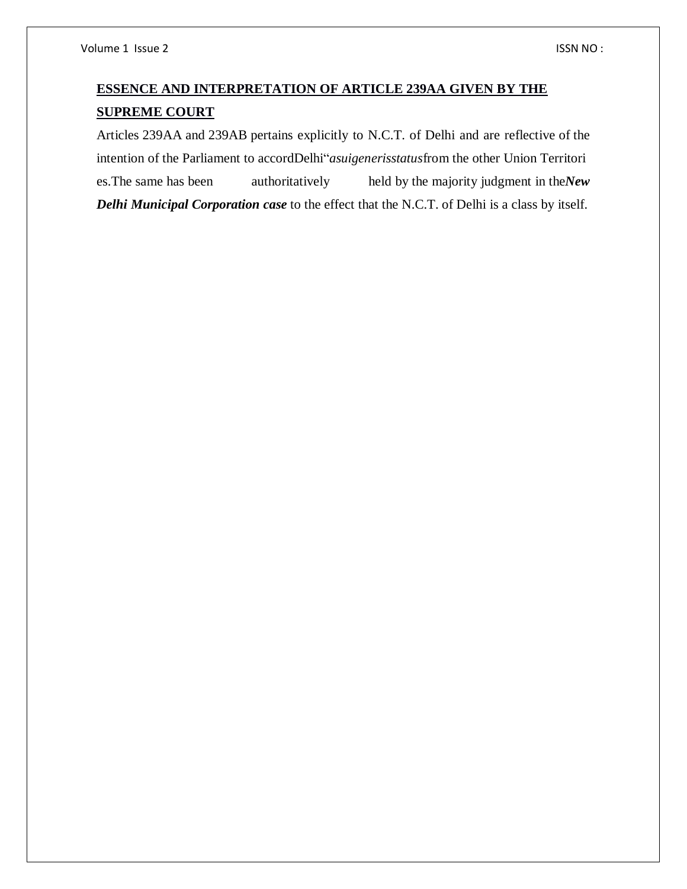## ESSENCE AND INTERPRETATION OF ARTICLE 239AA GIVEN BY THE SUPREME COURT

Articles 239AA and 239AB pertains explicitly to N.C.T. of Delhi and are reflective of the intention of the Parliament to accordDelhi"*asuigenerisstatus*from the other Union Territories.The same has been authoritatively held by the majority judgment in the***New Delhi Municipal Corporation case*** to the effect that the N.C.T. of Delhi is a class by itself.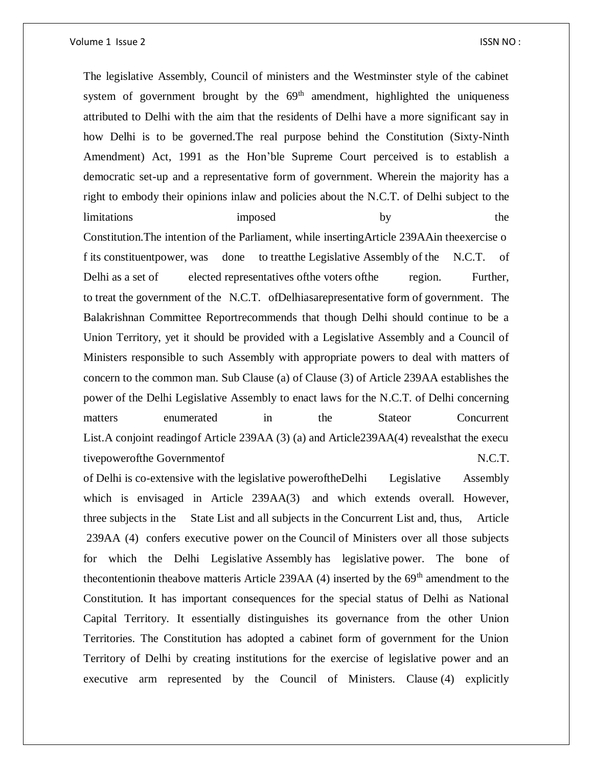The legislative Assembly, Council of ministers and the Westminster style of the cabinet system of government brought by the 69th amendment, highlighted the uniqueness attributed to Delhi with the aim that the residents of Delhi have a more significant say in how Delhi is to be governed.The real purpose behind the Constitution (Sixty-Ninth Amendment) Act, 1991 as the Hon'ble Supreme Court perceived is to establish a democratic set-up and a representative form of government. Wherein the majority has a right to embody their opinions inlaw and policies about the N.C.T. of Delhi subject to the limitations imposed by the Constitution.The intention of the Parliament, while insertingArticle 239AAin theexercise of its constituentpower, was done to treatthe Legislative Assembly of the N.C.T. of Delhi as a set of elected representatives ofthe voters ofthe region. Further, to treat the government of the N.C.T. ofDelhiasarepresentative form of government. The Balakrishnan Committee Reportrecommends that though Delhi should continue to be a Union Territory, yet it should be provided with a Legislative Assembly and a Council of Ministers responsible to such Assembly with appropriate powers to deal with matters of concern to the common man. Sub Clause (a) of Clause (3) of Article 239AA establishes the power of the Delhi Legislative Assembly to enact laws for the N.C.T. of Delhi concerning matters enumerated in the Stateor Concurrent List.A conjoint readingof Article 239AA (3) (a) and Article239AA(4) revealsthat the executivepowerofthe Governmentof N.C.T. of Delhi is co-extensive with the legislative poweroftheDelhi Legislative Assembly which is envisaged in Article 239AA(3) and which extends overall. However, three subjects in the State List and all subjects in the Concurrent List and, thus, Article 239AA (4) confers executive power on the Council of Ministers over all those subjects for which the Delhi Legislative Assembly has legislative power. The bone of thecontentionin theabove matteris Article 239AA (4) inserted by the 69th amendment to the Constitution. It has important consequences for the special status of Delhi as National Capital Territory. It essentially distinguishes its governance from the other Union Territories. The Constitution has adopted a cabinet form of government for the Union Territory of Delhi by creating institutions for the exercise of legislative power and an executive arm represented by the Council of Ministers. Clause (4) explicitly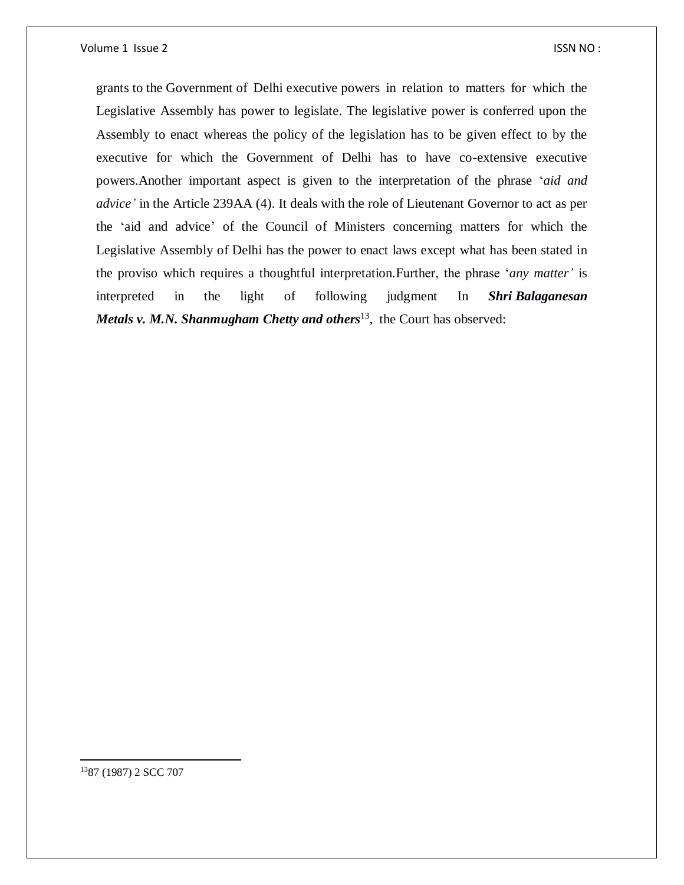grants to the Government of Delhi executive powers in relation to matters for which the Legislative Assembly has power to legislate. The legislative power is conferred upon the Assembly to enact whereas the policy of the legislation has to be given effect to by the executive for which the Government of Delhi has to have co-extensive executive powers.Another important aspect is given to the interpretation of the phrase '*aid and advice'* in the Article 239AA (4). It deals with the role of Lieutenant Governor to act as per the 'aid and advice' of the Council of Ministers concerning matters for which the Legislative Assembly of Delhi has the power to enact laws except what has been stated in the proviso which requires a thoughtful interpretation.Further, the phrase '*any matter'* is interpreted in the light of following judgment In ***Shri Balaganesan Metals v. M.N. Shanmugham Chetty and others***[13], the Court has observed:

---

[13]87 (1987) 2 SCC 707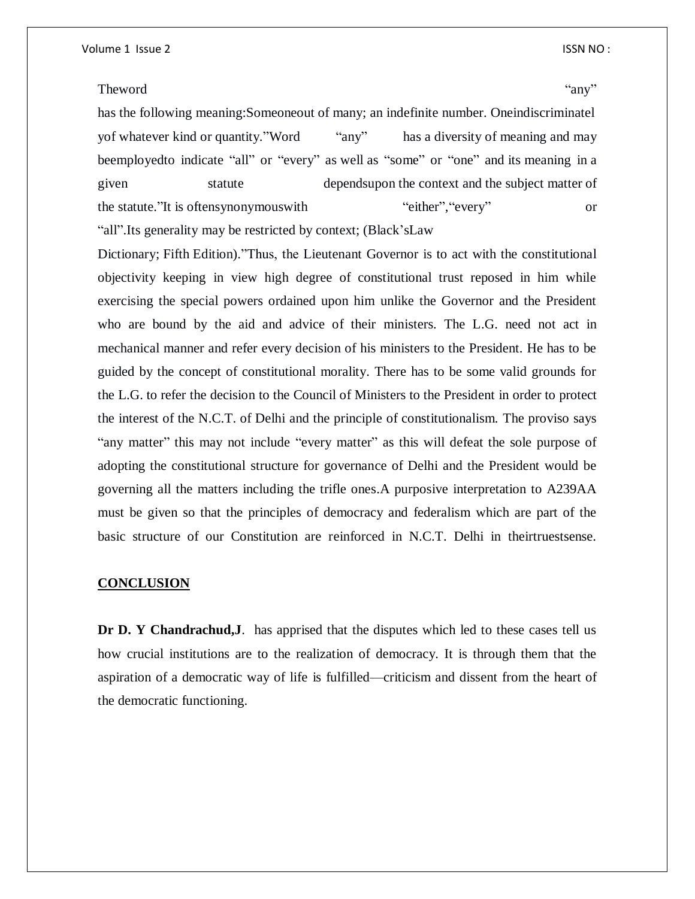Theword "any" has the following meaning:Someoneout of many; an indefinite number. Oneindiscriminately of whatever kind or quantity."Word "any" has a diversity of meaning and may beemployedto indicate "all" or "every" as well as "some" or "one" and its meaning in a given statute dependsupon the context and the subject matter of the statute."It is oftensynonymouswith "either","every" or "all".Its generality may be restricted by context; (Black'sLaw Dictionary; Fifth Edition)."Thus, the Lieutenant Governor is to act with the constitutional objectivity keeping in view high degree of constitutional trust reposed in him while exercising the special powers ordained upon him unlike the Governor and the President who are bound by the aid and advice of their ministers. The L.G. need not act in mechanical manner and refer every decision of his ministers to the President. He has to be guided by the concept of constitutional morality. There has to be some valid grounds for the L.G. to refer the decision to the Council of Ministers to the President in order to protect the interest of the N.C.T. of Delhi and the principle of constitutionalism. The proviso says "any matter" this may not include "every matter" as this will defeat the sole purpose of adopting the constitutional structure for governance of Delhi and the President would be governing all the matters including the trifle ones.A purposive interpretation to A239AA must be given so that the principles of democracy and federalism which are part of the basic structure of our Constitution are reinforced in N.C.T. Delhi in theirtruestsense.

**CONCLUSION**

**Dr D. Y Chandrachud,J**. has apprised that the disputes which led to these cases tell us how crucial institutions are to the realization of democracy. It is through them that the aspiration of a democratic way of life is fulfilled—criticism and dissent from the heart of the democratic functioning.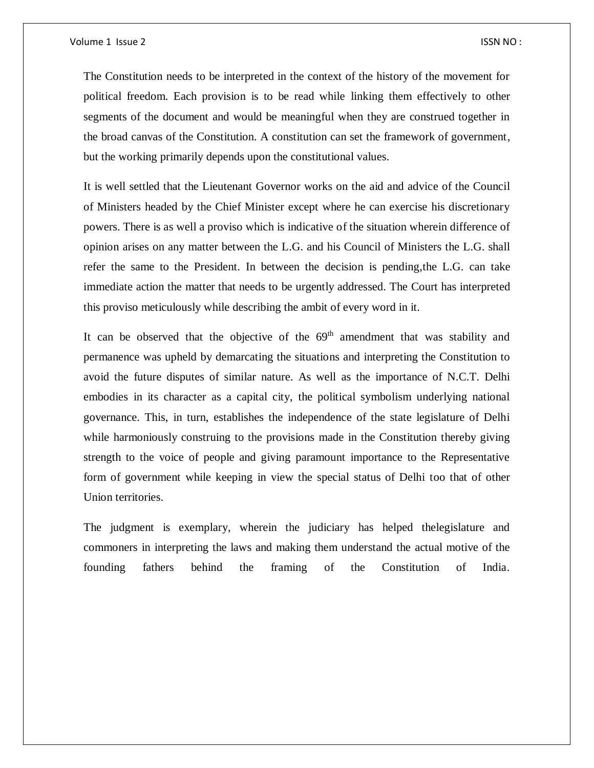The Constitution needs to be interpreted in the context of the history of the movement for political freedom. Each provision is to be read while linking them effectively to other segments of the document and would be meaningful when they are construed together in the broad canvas of the Constitution. A constitution can set the framework of government, but the working primarily depends upon the constitutional values.

It is well settled that the Lieutenant Governor works on the aid and advice of the Council of Ministers headed by the Chief Minister except where he can exercise his discretionary powers. There is as well a proviso which is indicative of the situation wherein difference of opinion arises on any matter between the L.G. and his Council of Ministers the L.G. shall refer the same to the President. In between the decision is pending,the L.G. can take immediate action the matter that needs to be urgently addressed. The Court has interpreted this proviso meticulously while describing the ambit of every word in it.

It can be observed that the objective of the 69th amendment that was stability and permanence was upheld by demarcating the situations and interpreting the Constitution to avoid the future disputes of similar nature. As well as the importance of N.C.T. Delhi embodies in its character as a capital city, the political symbolism underlying national governance. This, in turn, establishes the independence of the state legislature of Delhi while harmoniously construing to the provisions made in the Constitution thereby giving strength to the voice of people and giving paramount importance to the Representative form of government while keeping in view the special status of Delhi too that of other Union territories.

The judgment is exemplary, wherein the judiciary has helped thelegislature and commoners in interpreting the laws and making them understand the actual motive of the founding fathers behind the framing of the Constitution of India.